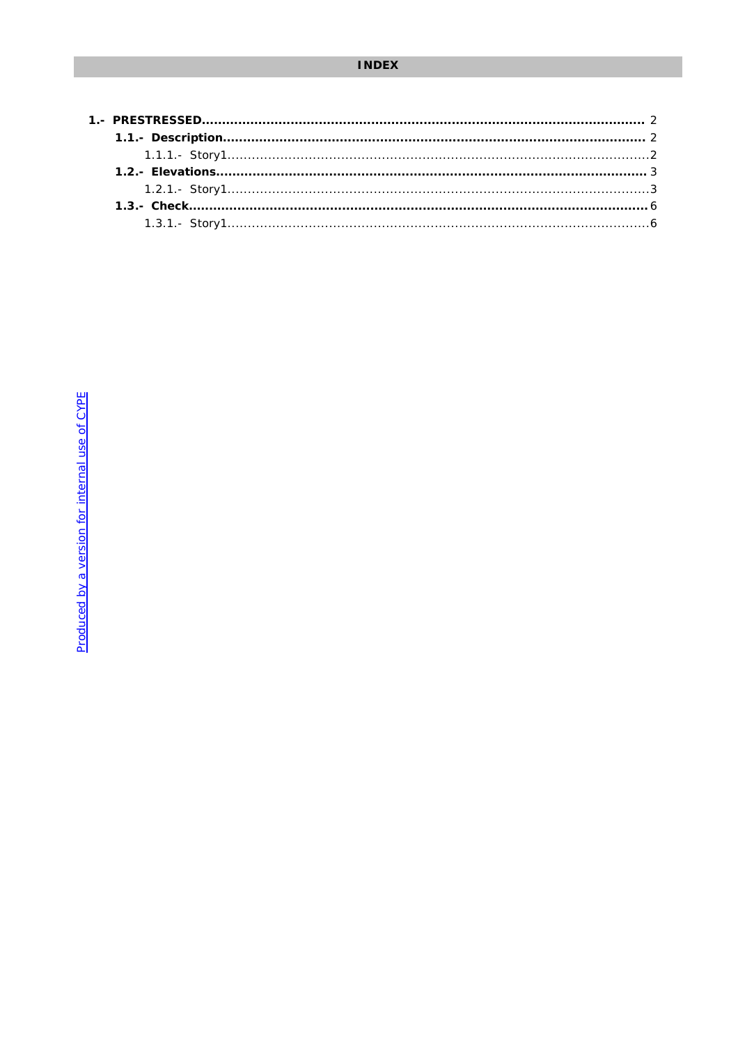# INDEX

**1.- PRESTRESSED** .......... 2

**1.1.- Description** .......... 2

1.1.1.- Story1 .......... 2

**1.2.- Elevations** .......... 3

1.2.1.- Story1 .......... 3

**1.3.- Check** .......... 6

1.3.1.- Story1 .......... 6

Produced by a version for internal use of CYPE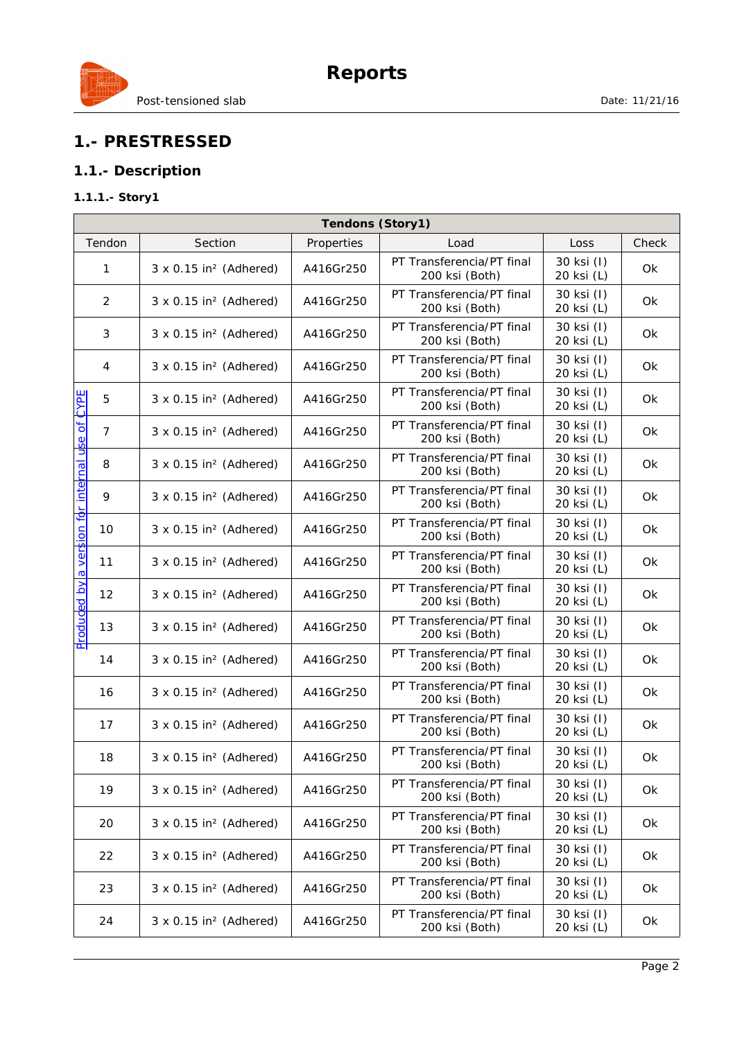# 1.- PRESTRESSED

## 1.1.- Description

### 1.1.1.- Story1

| Tendons (Story1) | | | | | |
|---|---|---|---|---|---|
| Tendon | Section | Properties | Load | Loss | Check |
| 1 | 3 x 0.15 in² (Adhered) | A416Gr250 | PT Transferencia/PT final 200 ksi (Both) | 30 ksi (I) 20 ksi (L) | Ok |
| 2 | 3 x 0.15 in² (Adhered) | A416Gr250 | PT Transferencia/PT final 200 ksi (Both) | 30 ksi (I) 20 ksi (L) | Ok |
| 3 | 3 x 0.15 in² (Adhered) | A416Gr250 | PT Transferencia/PT final 200 ksi (Both) | 30 ksi (I) 20 ksi (L) | Ok |
| 4 | 3 x 0.15 in² (Adhered) | A416Gr250 | PT Transferencia/PT final 200 ksi (Both) | 30 ksi (I) 20 ksi (L) | Ok |
| 5 | 3 x 0.15 in² (Adhered) | A416Gr250 | PT Transferencia/PT final 200 ksi (Both) | 30 ksi (I) 20 ksi (L) | Ok |
| 7 | 3 x 0.15 in² (Adhered) | A416Gr250 | PT Transferencia/PT final 200 ksi (Both) | 30 ksi (I) 20 ksi (L) | Ok |
| 8 | 3 x 0.15 in² (Adhered) | A416Gr250 | PT Transferencia/PT final 200 ksi (Both) | 30 ksi (I) 20 ksi (L) | Ok |
| 9 | 3 x 0.15 in² (Adhered) | A416Gr250 | PT Transferencia/PT final 200 ksi (Both) | 30 ksi (I) 20 ksi (L) | Ok |
| 10 | 3 x 0.15 in² (Adhered) | A416Gr250 | PT Transferencia/PT final 200 ksi (Both) | 30 ksi (I) 20 ksi (L) | Ok |
| 11 | 3 x 0.15 in² (Adhered) | A416Gr250 | PT Transferencia/PT final 200 ksi (Both) | 30 ksi (I) 20 ksi (L) | Ok |
| 12 | 3 x 0.15 in² (Adhered) | A416Gr250 | PT Transferencia/PT final 200 ksi (Both) | 30 ksi (I) 20 ksi (L) | Ok |
| 13 | 3 x 0.15 in² (Adhered) | A416Gr250 | PT Transferencia/PT final 200 ksi (Both) | 30 ksi (I) 20 ksi (L) | Ok |
| 14 | 3 x 0.15 in² (Adhered) | A416Gr250 | PT Transferencia/PT final 200 ksi (Both) | 30 ksi (I) 20 ksi (L) | Ok |
| 16 | 3 x 0.15 in² (Adhered) | A416Gr250 | PT Transferencia/PT final 200 ksi (Both) | 30 ksi (I) 20 ksi (L) | Ok |
| 17 | 3 x 0.15 in² (Adhered) | A416Gr250 | PT Transferencia/PT final 200 ksi (Both) | 30 ksi (I) 20 ksi (L) | Ok |
| 18 | 3 x 0.15 in² (Adhered) | A416Gr250 | PT Transferencia/PT final 200 ksi (Both) | 30 ksi (I) 20 ksi (L) | Ok |
| 19 | 3 x 0.15 in² (Adhered) | A416Gr250 | PT Transferencia/PT final 200 ksi (Both) | 30 ksi (I) 20 ksi (L) | Ok |
| 20 | 3 x 0.15 in² (Adhered) | A416Gr250 | PT Transferencia/PT final 200 ksi (Both) | 30 ksi (I) 20 ksi (L) | Ok |
| 22 | 3 x 0.15 in² (Adhered) | A416Gr250 | PT Transferencia/PT final 200 ksi (Both) | 30 ksi (I) 20 ksi (L) | Ok |
| 23 | 3 x 0.15 in² (Adhered) | A416Gr250 | PT Transferencia/PT final 200 ksi (Both) | 30 ksi (I) 20 ksi (L) | Ok |
| 24 | 3 x 0.15 in² (Adhered) | A416Gr250 | PT Transferencia/PT final 200 ksi (Both) | 30 ksi (I) 20 ksi (L) | Ok |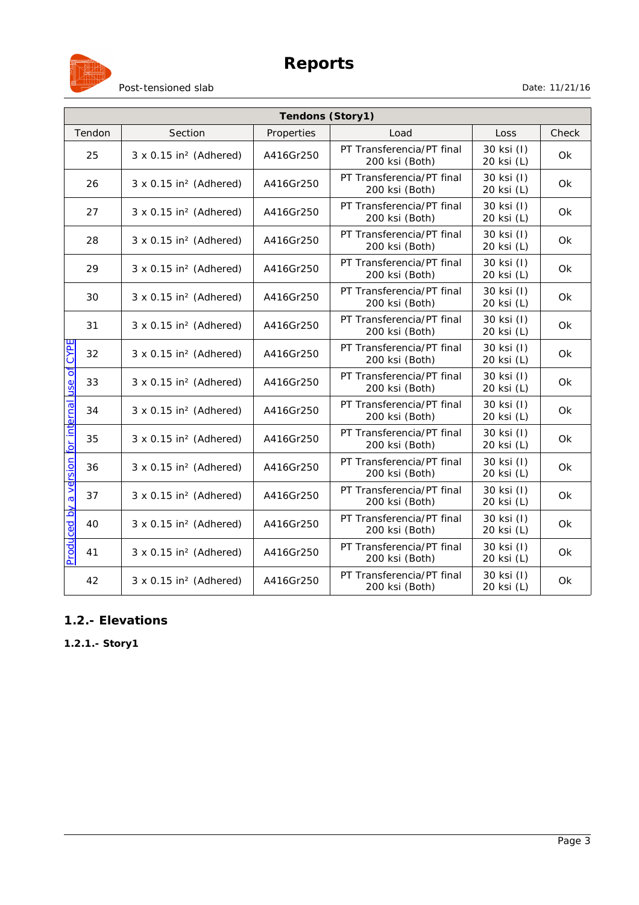| Tendons (Story1) | | | | | |
|---|---|---|---|---|---|
| Tendon | Section | Properties | Load | Loss | Check |
| 25 | 3 x 0.15 in² (Adhered) | A416Gr250 | PT Transferencia/PT final 200 ksi (Both) | 30 ksi (I) 20 ksi (L) | Ok |
| 26 | 3 x 0.15 in² (Adhered) | A416Gr250 | PT Transferencia/PT final 200 ksi (Both) | 30 ksi (I) 20 ksi (L) | Ok |
| 27 | 3 x 0.15 in² (Adhered) | A416Gr250 | PT Transferencia/PT final 200 ksi (Both) | 30 ksi (I) 20 ksi (L) | Ok |
| 28 | 3 x 0.15 in² (Adhered) | A416Gr250 | PT Transferencia/PT final 200 ksi (Both) | 30 ksi (I) 20 ksi (L) | Ok |
| 29 | 3 x 0.15 in² (Adhered) | A416Gr250 | PT Transferencia/PT final 200 ksi (Both) | 30 ksi (I) 20 ksi (L) | Ok |
| 30 | 3 x 0.15 in² (Adhered) | A416Gr250 | PT Transferencia/PT final 200 ksi (Both) | 30 ksi (I) 20 ksi (L) | Ok |
| 31 | 3 x 0.15 in² (Adhered) | A416Gr250 | PT Transferencia/PT final 200 ksi (Both) | 30 ksi (I) 20 ksi (L) | Ok |
| 32 | 3 x 0.15 in² (Adhered) | A416Gr250 | PT Transferencia/PT final 200 ksi (Both) | 30 ksi (I) 20 ksi (L) | Ok |
| 33 | 3 x 0.15 in² (Adhered) | A416Gr250 | PT Transferencia/PT final 200 ksi (Both) | 30 ksi (I) 20 ksi (L) | Ok |
| 34 | 3 x 0.15 in² (Adhered) | A416Gr250 | PT Transferencia/PT final 200 ksi (Both) | 30 ksi (I) 20 ksi (L) | Ok |
| 35 | 3 x 0.15 in² (Adhered) | A416Gr250 | PT Transferencia/PT final 200 ksi (Both) | 30 ksi (I) 20 ksi (L) | Ok |
| 36 | 3 x 0.15 in² (Adhered) | A416Gr250 | PT Transferencia/PT final 200 ksi (Both) | 30 ksi (I) 20 ksi (L) | Ok |
| 37 | 3 x 0.15 in² (Adhered) | A416Gr250 | PT Transferencia/PT final 200 ksi (Both) | 30 ksi (I) 20 ksi (L) | Ok |
| 40 | 3 x 0.15 in² (Adhered) | A416Gr250 | PT Transferencia/PT final 200 ksi (Both) | 30 ksi (I) 20 ksi (L) | Ok |
| 41 | 3 x 0.15 in² (Adhered) | A416Gr250 | PT Transferencia/PT final 200 ksi (Both) | 30 ksi (I) 20 ksi (L) | Ok |
| 42 | 3 x 0.15 in² (Adhered) | A416Gr250 | PT Transferencia/PT final 200 ksi (Both) | 30 ksi (I) 20 ksi (L) | Ok |

## 1.2.- Elevations

### 1.2.1.- Story1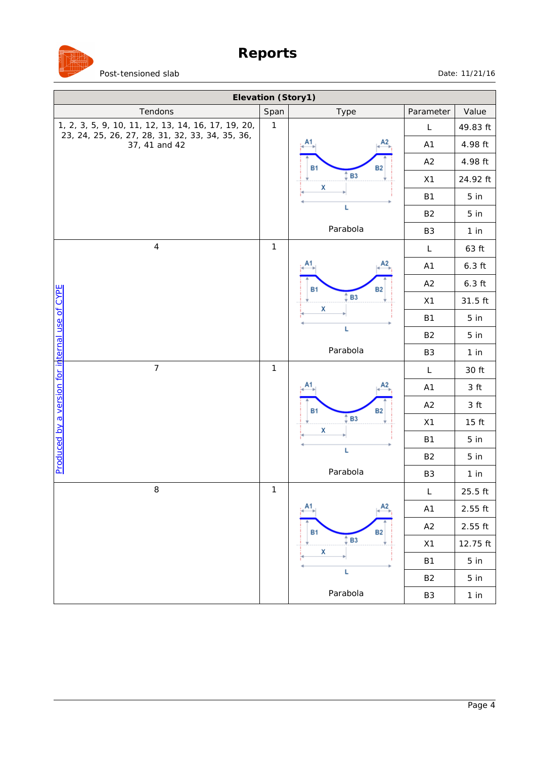| Elevation (Story1) | | | | |
|---|---|---|---|---|
| Tendons | Span | Type | Parameter | Value |
| 1, 2, 3, 5, 9, 10, 11, 12, 13, 14, 16, 17, 19, 20, 23, 24, 25, 26, 27, 28, 31, 32, 33, 34, 35, 36, 37, 41 and 42 | 1 | Parabola | L | 49.83 ft |
| | | | A1 | 4.98 ft |
| | | | A2 | 4.98 ft |
| | | | X1 | 24.92 ft |
| | | | B1 | 5 in |
| | | | B2 | 5 in |
| | | | B3 | 1 in |
| 4 | 1 | Parabola | L | 63 ft |
| | | | A1 | 6.3 ft |
| | | | A2 | 6.3 ft |
| | | | X1 | 31.5 ft |
| | | | B1 | 5 in |
| | | | B2 | 5 in |
| | | | B3 | 1 in |
| 7 | 1 | Parabola | L | 30 ft |
| | | | A1 | 3 ft |
| | | | A2 | 3 ft |
| | | | X1 | 15 ft |
| | | | B1 | 5 in |
| | | | B2 | 5 in |
| | | | B3 | 1 in |
| 8 | 1 | Parabola | L | 25.5 ft |
| | | | A1 | 2.55 ft |
| | | | A2 | 2.55 ft |
| | | | X1 | 12.75 ft |
| | | | B1 | 5 in |
| | | | B2 | 5 in |
| | | | B3 | 1 in |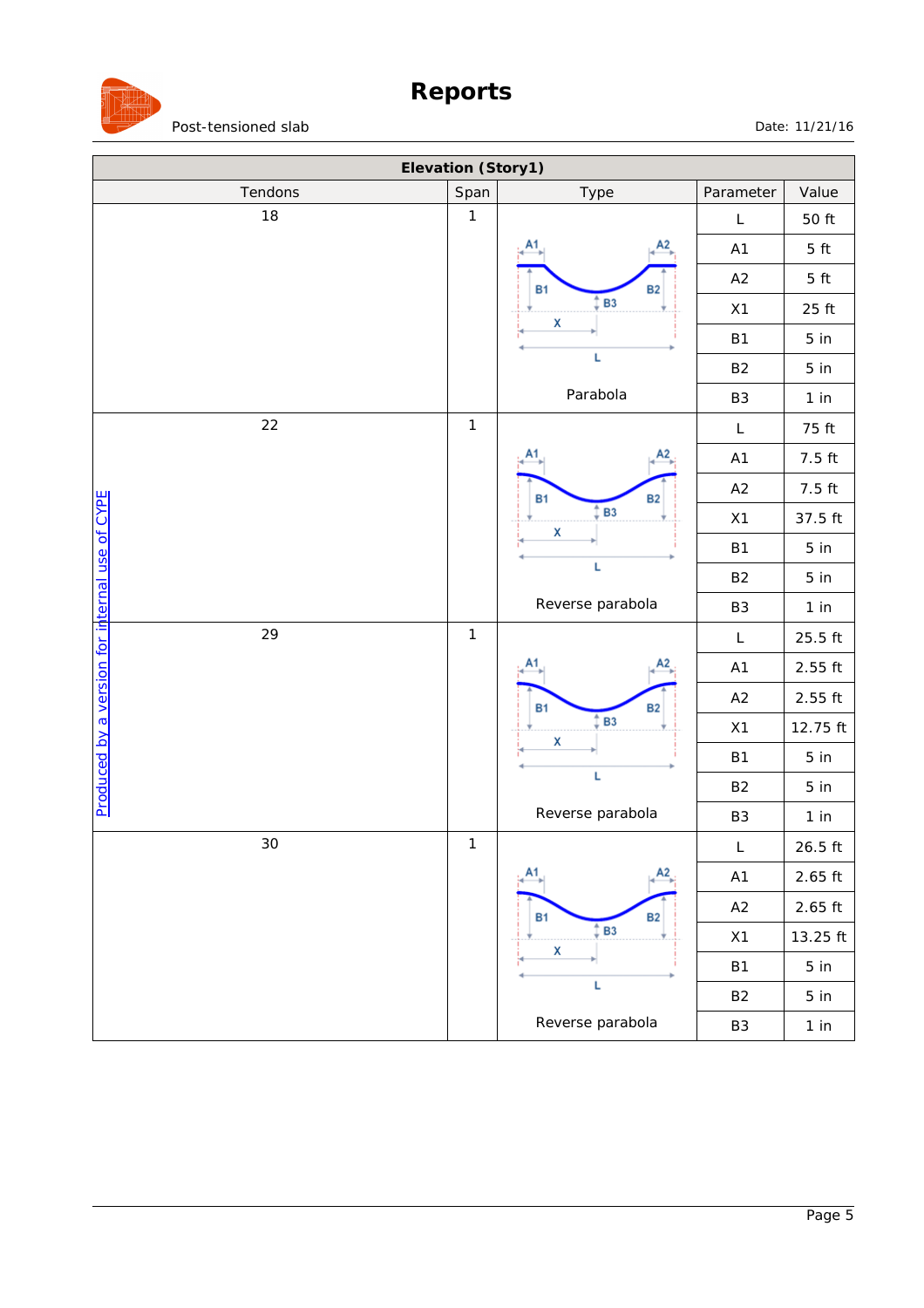| Elevation (Story1) | | | | |
|---|---|---|---|---|
| Tendons | Span | Type | Parameter | Value |
| 18 | 1 | Parabola | L | 50 ft |
| | | | A1 | 5 ft |
| | | | A2 | 5 ft |
| | | | X1 | 25 ft |
| | | | B1 | 5 in |
| | | | B2 | 5 in |
| | | | B3 | 1 in |
| 22 | 1 | Reverse parabola | L | 75 ft |
| | | | A1 | 7.5 ft |
| | | | A2 | 7.5 ft |
| | | | X1 | 37.5 ft |
| | | | B1 | 5 in |
| | | | B2 | 5 in |
| | | | B3 | 1 in |
| 29 | 1 | Reverse parabola | L | 25.5 ft |
| | | | A1 | 2.55 ft |
| | | | A2 | 2.55 ft |
| | | | X1 | 12.75 ft |
| | | | B1 | 5 in |
| | | | B2 | 5 in |
| | | | B3 | 1 in |
| 30 | 1 | Reverse parabola | L | 26.5 ft |
| | | | A1 | 2.65 ft |
| | | | A2 | 2.65 ft |
| | | | X1 | 13.25 ft |
| | | | B1 | 5 in |
| | | | B2 | 5 in |
| | | | B3 | 1 in |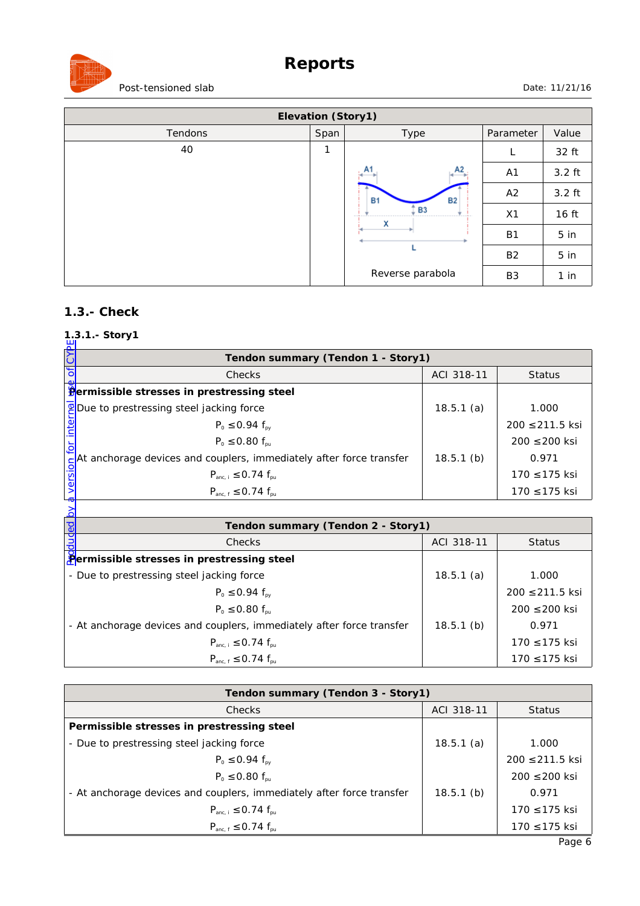| Elevation (Story1) | | | | |
|---|---|---|---|---|
| Tendons | Span | Type | Parameter | Value |
| 40 | 1 | Reverse parabola | L | 32 ft |
| | | | A1 | 3.2 ft |
| | | | A2 | 3.2 ft |
| | | | X1 | 16 ft |
| | | | B1 | 5 in |
| | | | B2 | 5 in |
| | | | B3 | 1 in |

## 1.3.- Check

### 1.3.1.- Story1

| Tendon summary (Tendon 1 - Story1) | | |
|---|---|---|
| Checks | ACI 318-11 | Status |
| **Permissible stresses in prestressing steel** | | |
| - Due to prestressing steel jacking force | 18.5.1 (a) | 1.000 |
| $P_0 \leq 0.94\ f_{py}$ | | 200 ≤211.5 ksi |
| $P_0 \leq 0.80\ f_{pu}$ | | 200 ≤200 ksi |
| - At anchorage devices and couplers, immediately after force transfer | 18.5.1 (b) | 0.971 |
| $P_{anc,\ i} \leq 0.74\ f_{pu}$ | | 170 ≤175 ksi |
| $P_{anc,\ f} \leq 0.74\ f_{pu}$ | | 170 ≤175 ksi |

| Tendon summary (Tendon 2 - Story1) | | |
|---|---|---|
| Checks | ACI 318-11 | Status |
| **Permissible stresses in prestressing steel** | | |
| - Due to prestressing steel jacking force | 18.5.1 (a) | 1.000 |
| $P_0 \leq 0.94\ f_{py}$ | | 200 ≤211.5 ksi |
| $P_0 \leq 0.80\ f_{pu}$ | | 200 ≤200 ksi |
| - At anchorage devices and couplers, immediately after force transfer | 18.5.1 (b) | 0.971 |
| $P_{anc,\ i} \leq 0.74\ f_{pu}$ | | 170 ≤175 ksi |
| $P_{anc,\ f} \leq 0.74\ f_{pu}$ | | 170 ≤175 ksi |

| Tendon summary (Tendon 3 - Story1) | | |
|---|---|---|
| Checks | ACI 318-11 | Status |
| **Permissible stresses in prestressing steel** | | |
| - Due to prestressing steel jacking force | 18.5.1 (a) | 1.000 |
| $P_0 \leq 0.94\ f_{py}$ | | 200 ≤211.5 ksi |
| $P_0 \leq 0.80\ f_{pu}$ | | 200 ≤200 ksi |
| - At anchorage devices and couplers, immediately after force transfer | 18.5.1 (b) | 0.971 |
| $P_{anc,\ i} \leq 0.74\ f_{pu}$ | | 170 ≤175 ksi |
| $P_{anc,\ f} \leq 0.74\ f_{pu}$ | | 170 ≤175 ksi |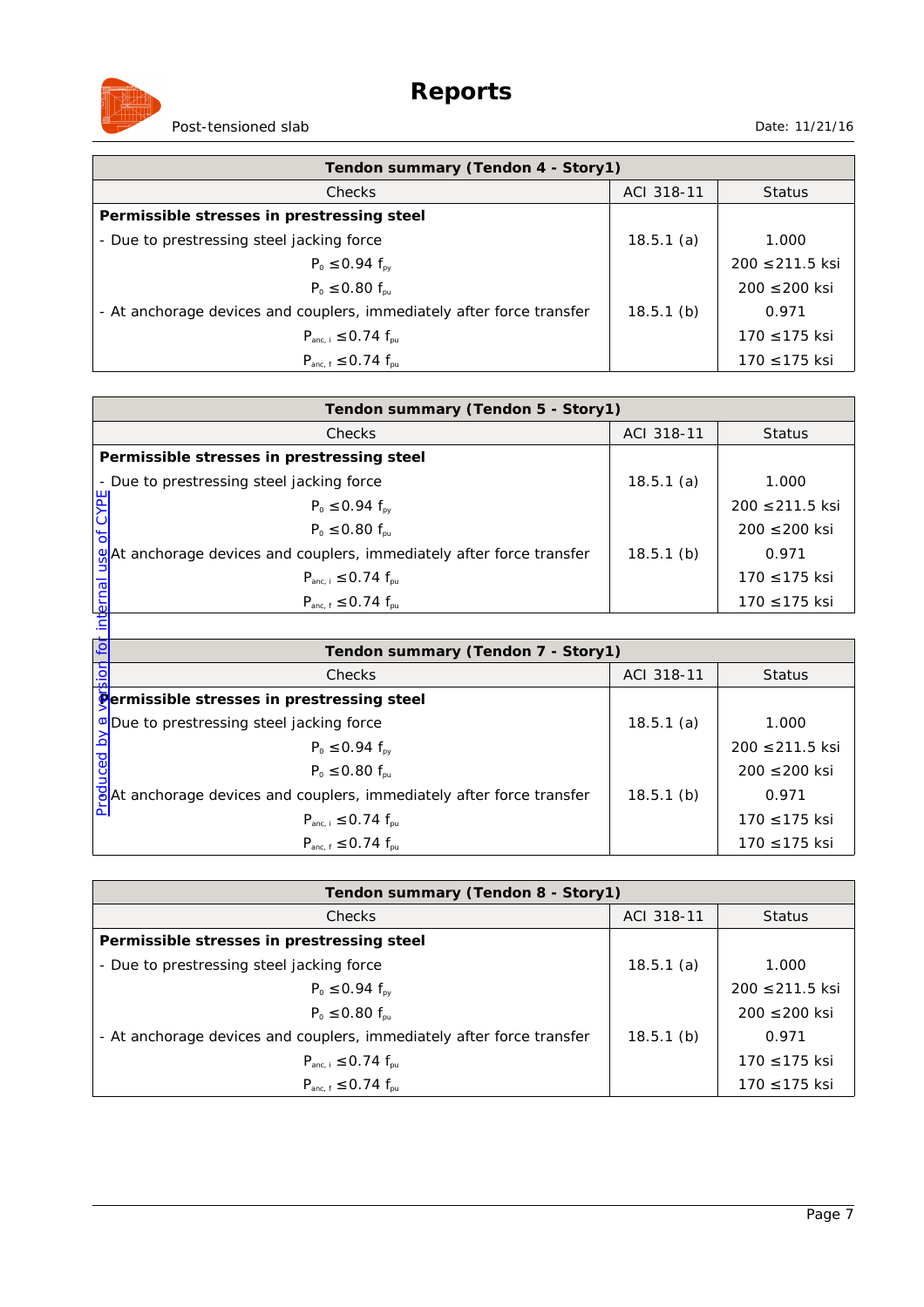| Tendon summary (Tendon 4 - Story1) | | |
|---|---|---|
| Checks | ACI 318-11 | Status |
| **Permissible stresses in prestressing steel** | | |
| - Due to prestressing steel jacking force | 18.5.1 (a) | 1.000 |
| $P_0 \leq 0.94\ f_{py}$ | | 200 ≤211.5 ksi |
| $P_0 \leq 0.80\ f_{pu}$ | | 200 ≤200 ksi |
| - At anchorage devices and couplers, immediately after force transfer | 18.5.1 (b) | 0.971 |
| $P_{anc,\ i} \leq 0.74\ f_{pu}$ | | 170 ≤175 ksi |
| $P_{anc,\ f} \leq 0.74\ f_{pu}$ | | 170 ≤175 ksi |

| Tendon summary (Tendon 5 - Story1) | | |
|---|---|---|
| Checks | ACI 318-11 | Status |
| **Permissible stresses in prestressing steel** | | |
| - Due to prestressing steel jacking force | 18.5.1 (a) | 1.000 |
| $P_0 \leq 0.94\ f_{py}$ | | 200 ≤211.5 ksi |
| $P_0 \leq 0.80\ f_{pu}$ | | 200 ≤200 ksi |
| - At anchorage devices and couplers, immediately after force transfer | 18.5.1 (b) | 0.971 |
| $P_{anc,\ i} \leq 0.74\ f_{pu}$ | | 170 ≤175 ksi |
| $P_{anc,\ f} \leq 0.74\ f_{pu}$ | | 170 ≤175 ksi |

| Tendon summary (Tendon 7 - Story1) | | |
|---|---|---|
| Checks | ACI 318-11 | Status |
| **Permissible stresses in prestressing steel** | | |
| - Due to prestressing steel jacking force | 18.5.1 (a) | 1.000 |
| $P_0 \leq 0.94\ f_{py}$ | | 200 ≤211.5 ksi |
| $P_0 \leq 0.80\ f_{pu}$ | | 200 ≤200 ksi |
| - At anchorage devices and couplers, immediately after force transfer | 18.5.1 (b) | 0.971 |
| $P_{anc,\ i} \leq 0.74\ f_{pu}$ | | 170 ≤175 ksi |
| $P_{anc,\ f} \leq 0.74\ f_{pu}$ | | 170 ≤175 ksi |

| Tendon summary (Tendon 8 - Story1) | | |
|---|---|---|
| Checks | ACI 318-11 | Status |
| **Permissible stresses in prestressing steel** | | |
| - Due to prestressing steel jacking force | 18.5.1 (a) | 1.000 |
| $P_0 \leq 0.94\ f_{py}$ | | 200 ≤211.5 ksi |
| $P_0 \leq 0.80\ f_{pu}$ | | 200 ≤200 ksi |
| - At anchorage devices and couplers, immediately after force transfer | 18.5.1 (b) | 0.971 |
| $P_{anc,\ i} \leq 0.74\ f_{pu}$ | | 170 ≤175 ksi |
| $P_{anc,\ f} \leq 0.74\ f_{pu}$ | | 170 ≤175 ksi |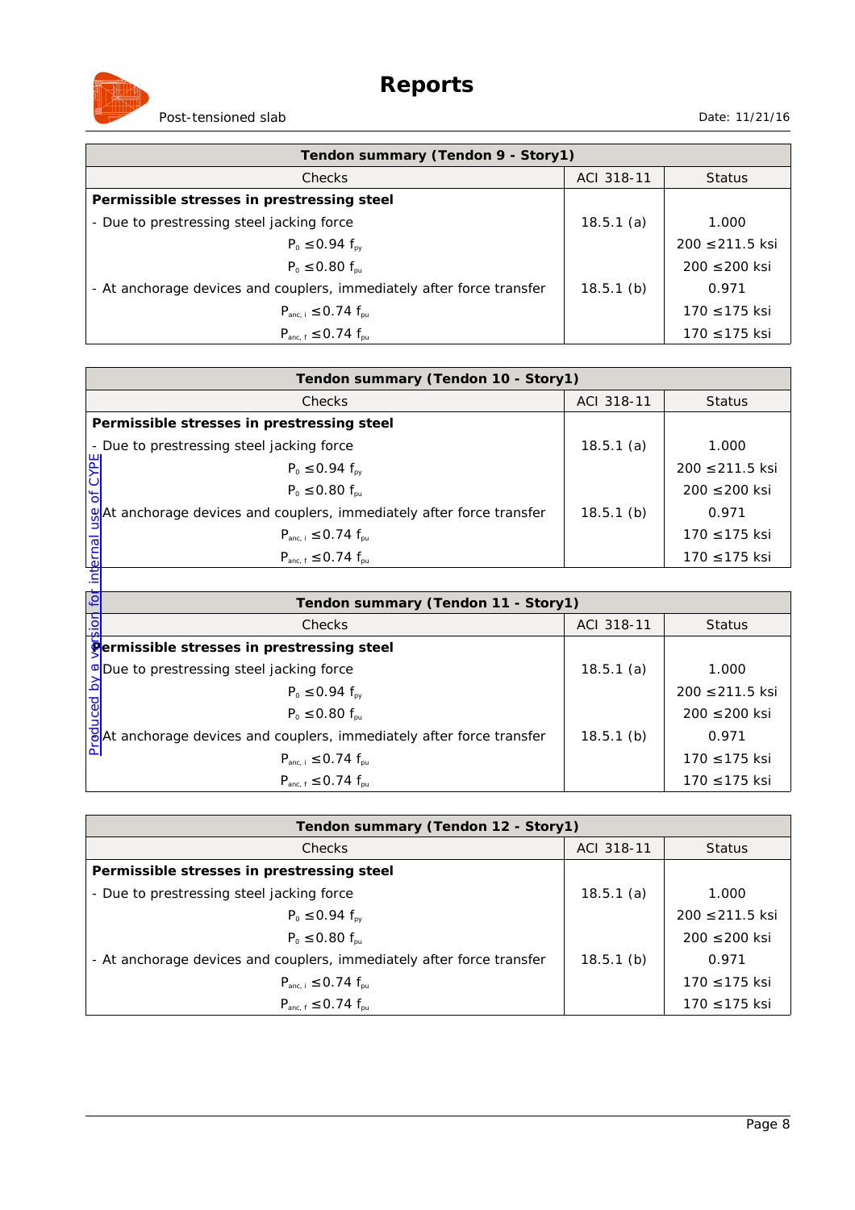| Tendon summary (Tendon 9 - Story1) | | |
|---|---|---|
| Checks | ACI 318-11 | Status |
| **Permissible stresses in prestressing steel** | | |
| - Due to prestressing steel jacking force | 18.5.1 (a) | 1.000 |
| $P_0 \leq 0.94\ f_{py}$ | | 200 ≤211.5 ksi |
| $P_0 \leq 0.80\ f_{pu}$ | | 200 ≤200 ksi |
| - At anchorage devices and couplers, immediately after force transfer | 18.5.1 (b) | 0.971 |
| $P_{anc,\,i} \leq 0.74\ f_{pu}$ | | 170 ≤175 ksi |
| $P_{anc,\,f} \leq 0.74\ f_{pu}$ | | 170 ≤175 ksi |

| Tendon summary (Tendon 10 - Story1) | | |
|---|---|---|
| Checks | ACI 318-11 | Status |
| **Permissible stresses in prestressing steel** | | |
| - Due to prestressing steel jacking force | 18.5.1 (a) | 1.000 |
| $P_0 \leq 0.94\ f_{py}$ | | 200 ≤211.5 ksi |
| $P_0 \leq 0.80\ f_{pu}$ | | 200 ≤200 ksi |
| - At anchorage devices and couplers, immediately after force transfer | 18.5.1 (b) | 0.971 |
| $P_{anc,\,i} \leq 0.74\ f_{pu}$ | | 170 ≤175 ksi |
| $P_{anc,\,f} \leq 0.74\ f_{pu}$ | | 170 ≤175 ksi |

| Tendon summary (Tendon 11 - Story1) | | |
|---|---|---|
| Checks | ACI 318-11 | Status |
| **Permissible stresses in prestressing steel** | | |
| - Due to prestressing steel jacking force | 18.5.1 (a) | 1.000 |
| $P_0 \leq 0.94\ f_{py}$ | | 200 ≤211.5 ksi |
| $P_0 \leq 0.80\ f_{pu}$ | | 200 ≤200 ksi |
| - At anchorage devices and couplers, immediately after force transfer | 18.5.1 (b) | 0.971 |
| $P_{anc,\,i} \leq 0.74\ f_{pu}$ | | 170 ≤175 ksi |
| $P_{anc,\,f} \leq 0.74\ f_{pu}$ | | 170 ≤175 ksi |

| Tendon summary (Tendon 12 - Story1) | | |
|---|---|---|
| Checks | ACI 318-11 | Status |
| **Permissible stresses in prestressing steel** | | |
| - Due to prestressing steel jacking force | 18.5.1 (a) | 1.000 |
| $P_0 \leq 0.94\ f_{py}$ | | 200 ≤211.5 ksi |
| $P_0 \leq 0.80\ f_{pu}$ | | 200 ≤200 ksi |
| - At anchorage devices and couplers, immediately after force transfer | 18.5.1 (b) | 0.971 |
| $P_{anc,\,i} \leq 0.74\ f_{pu}$ | | 170 ≤175 ksi |
| $P_{anc,\,f} \leq 0.74\ f_{pu}$ | | 170 ≤175 ksi |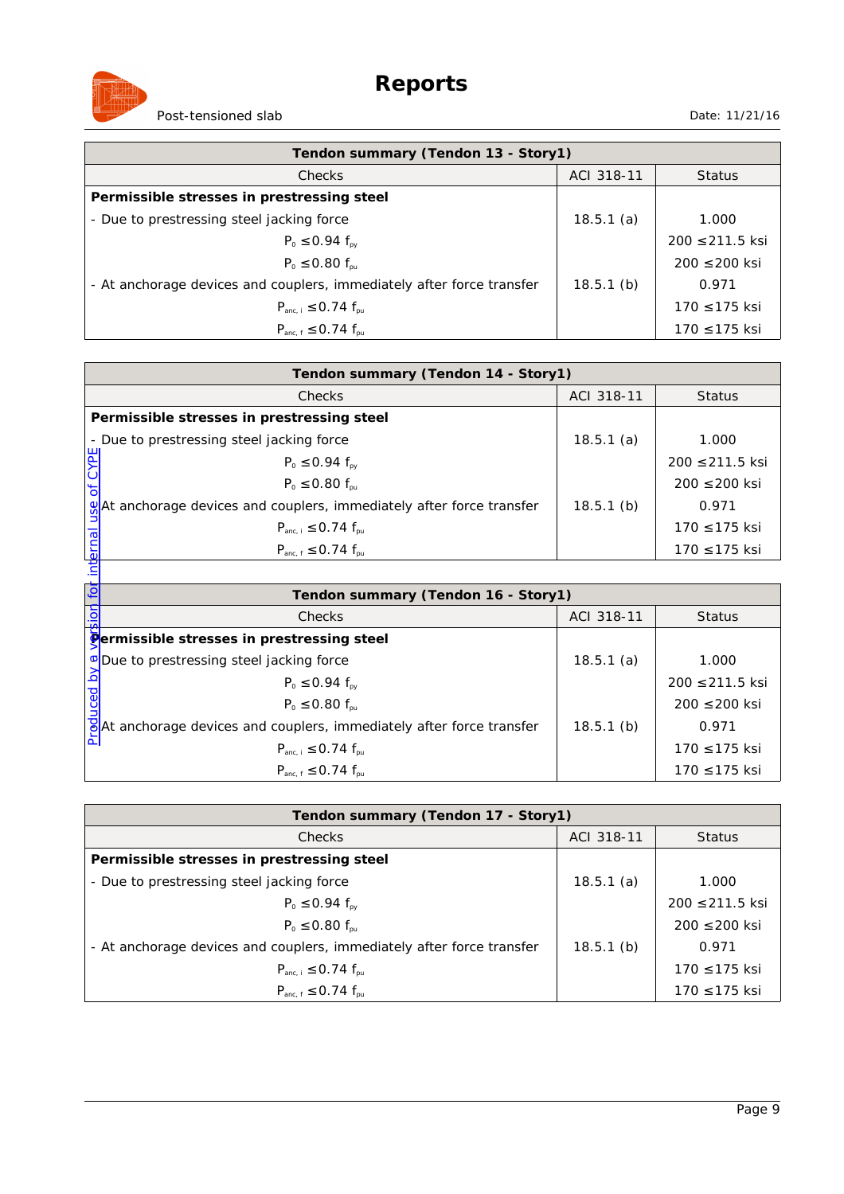| Tendon summary (Tendon 13 - Story1) | | |
|---|---|---|
| Checks | ACI 318-11 | Status |
| **Permissible stresses in prestressing steel** | | |
| - Due to prestressing steel jacking force | 18.5.1 (a) | 1.000 |
| $P_0 \leq 0.94\ f_{py}$ | | 200 ≤211.5 ksi |
| $P_0 \leq 0.80\ f_{pu}$ | | 200 ≤200 ksi |
| - At anchorage devices and couplers, immediately after force transfer | 18.5.1 (b) | 0.971 |
| $P_{anc,\ i} \leq 0.74\ f_{pu}$ | | 170 ≤175 ksi |
| $P_{anc,\ f} \leq 0.74\ f_{pu}$ | | 170 ≤175 ksi |

| Tendon summary (Tendon 14 - Story1) | | |
|---|---|---|
| Checks | ACI 318-11 | Status |
| **Permissible stresses in prestressing steel** | | |
| - Due to prestressing steel jacking force | 18.5.1 (a) | 1.000 |
| $P_0 \leq 0.94\ f_{py}$ | | 200 ≤211.5 ksi |
| $P_0 \leq 0.80\ f_{pu}$ | | 200 ≤200 ksi |
| - At anchorage devices and couplers, immediately after force transfer | 18.5.1 (b) | 0.971 |
| $P_{anc,\ i} \leq 0.74\ f_{pu}$ | | 170 ≤175 ksi |
| $P_{anc,\ f} \leq 0.74\ f_{pu}$ | | 170 ≤175 ksi |

| Tendon summary (Tendon 16 - Story1) | | |
|---|---|---|
| Checks | ACI 318-11 | Status |
| **Permissible stresses in prestressing steel** | | |
| - Due to prestressing steel jacking force | 18.5.1 (a) | 1.000 |
| $P_0 \leq 0.94\ f_{py}$ | | 200 ≤211.5 ksi |
| $P_0 \leq 0.80\ f_{pu}$ | | 200 ≤200 ksi |
| - At anchorage devices and couplers, immediately after force transfer | 18.5.1 (b) | 0.971 |
| $P_{anc,\ i} \leq 0.74\ f_{pu}$ | | 170 ≤175 ksi |
| $P_{anc,\ f} \leq 0.74\ f_{pu}$ | | 170 ≤175 ksi |

| Tendon summary (Tendon 17 - Story1) | | |
|---|---|---|
| Checks | ACI 318-11 | Status |
| **Permissible stresses in prestressing steel** | | |
| - Due to prestressing steel jacking force | 18.5.1 (a) | 1.000 |
| $P_0 \leq 0.94\ f_{py}$ | | 200 ≤211.5 ksi |
| $P_0 \leq 0.80\ f_{pu}$ | | 200 ≤200 ksi |
| - At anchorage devices and couplers, immediately after force transfer | 18.5.1 (b) | 0.971 |
| $P_{anc,\ i} \leq 0.74\ f_{pu}$ | | 170 ≤175 ksi |
| $P_{anc,\ f} \leq 0.74\ f_{pu}$ | | 170 ≤175 ksi |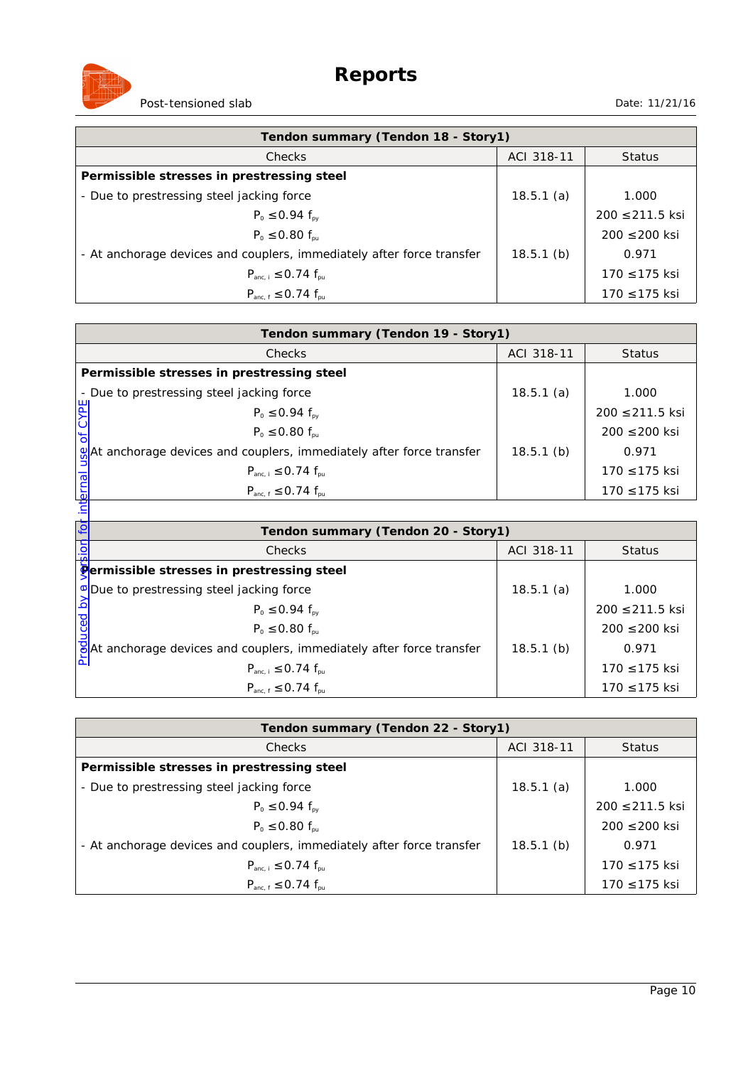| Tendon summary (Tendon 18 - Story1) | | |
|---|---|---|
| Checks | ACI 318-11 | Status |
| **Permissible stresses in prestressing steel** | | |
| - Due to prestressing steel jacking force | 18.5.1 (a) | 1.000 |
| $P_0 \leq 0.94\ f_{py}$ | | 200 ≤211.5 ksi |
| $P_0 \leq 0.80\ f_{pu}$ | | 200 ≤200 ksi |
| - At anchorage devices and couplers, immediately after force transfer | 18.5.1 (b) | 0.971 |
| $P_{anc,\ i} \leq 0.74\ f_{pu}$ | | 170 ≤175 ksi |
| $P_{anc,\ f} \leq 0.74\ f_{pu}$ | | 170 ≤175 ksi |

| Tendon summary (Tendon 19 - Story1) | | |
|---|---|---|
| Checks | ACI 318-11 | Status |
| **Permissible stresses in prestressing steel** | | |
| - Due to prestressing steel jacking force | 18.5.1 (a) | 1.000 |
| $P_0 \leq 0.94\ f_{py}$ | | 200 ≤211.5 ksi |
| $P_0 \leq 0.80\ f_{pu}$ | | 200 ≤200 ksi |
| - At anchorage devices and couplers, immediately after force transfer | 18.5.1 (b) | 0.971 |
| $P_{anc,\ i} \leq 0.74\ f_{pu}$ | | 170 ≤175 ksi |
| $P_{anc,\ f} \leq 0.74\ f_{pu}$ | | 170 ≤175 ksi |

| Tendon summary (Tendon 20 - Story1) | | |
|---|---|---|
| Checks | ACI 318-11 | Status |
| **Permissible stresses in prestressing steel** | | |
| - Due to prestressing steel jacking force | 18.5.1 (a) | 1.000 |
| $P_0 \leq 0.94\ f_{py}$ | | 200 ≤211.5 ksi |
| $P_0 \leq 0.80\ f_{pu}$ | | 200 ≤200 ksi |
| - At anchorage devices and couplers, immediately after force transfer | 18.5.1 (b) | 0.971 |
| $P_{anc,\ i} \leq 0.74\ f_{pu}$ | | 170 ≤175 ksi |
| $P_{anc,\ f} \leq 0.74\ f_{pu}$ | | 170 ≤175 ksi |

| Tendon summary (Tendon 22 - Story1) | | |
|---|---|---|
| Checks | ACI 318-11 | Status |
| **Permissible stresses in prestressing steel** | | |
| - Due to prestressing steel jacking force | 18.5.1 (a) | 1.000 |
| $P_0 \leq 0.94\ f_{py}$ | | 200 ≤211.5 ksi |
| $P_0 \leq 0.80\ f_{pu}$ | | 200 ≤200 ksi |
| - At anchorage devices and couplers, immediately after force transfer | 18.5.1 (b) | 0.971 |
| $P_{anc,\ i} \leq 0.74\ f_{pu}$ | | 170 ≤175 ksi |
| $P_{anc,\ f} \leq 0.74\ f_{pu}$ | | 170 ≤175 ksi |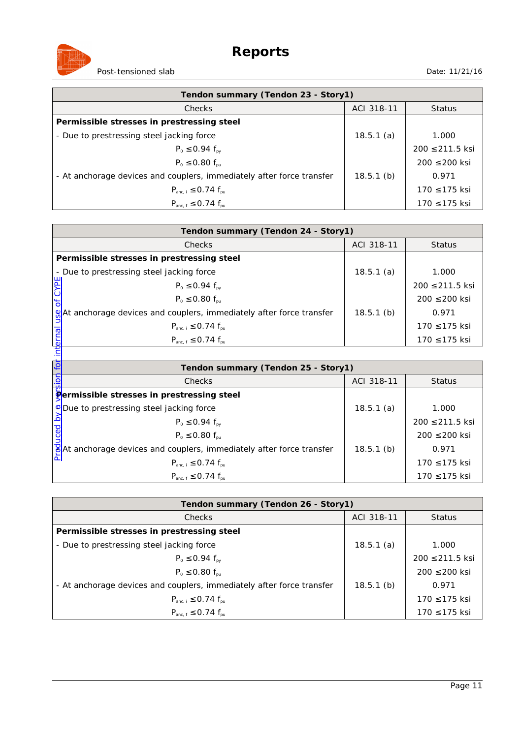| Tendon summary (Tendon 23 - Story1) | | |
|---|---|---|
| Checks | ACI 318-11 | Status |
| **Permissible stresses in prestressing steel** | | |
| - Due to prestressing steel jacking force | 18.5.1 (a) | 1.000 |
| $P_0 \leq 0.94\ f_{py}$ | | 200 ≤211.5 ksi |
| $P_0 \leq 0.80\ f_{pu}$ | | 200 ≤200 ksi |
| - At anchorage devices and couplers, immediately after force transfer | 18.5.1 (b) | 0.971 |
| $P_{anc,\ i} \leq 0.74\ f_{pu}$ | | 170 ≤175 ksi |
| $P_{anc,\ f} \leq 0.74\ f_{pu}$ | | 170 ≤175 ksi |

| Tendon summary (Tendon 24 - Story1) | | |
|---|---|---|
| Checks | ACI 318-11 | Status |
| **Permissible stresses in prestressing steel** | | |
| - Due to prestressing steel jacking force | 18.5.1 (a) | 1.000 |
| $P_0 \leq 0.94\ f_{py}$ | | 200 ≤211.5 ksi |
| $P_0 \leq 0.80\ f_{pu}$ | | 200 ≤200 ksi |
| - At anchorage devices and couplers, immediately after force transfer | 18.5.1 (b) | 0.971 |
| $P_{anc,\ i} \leq 0.74\ f_{pu}$ | | 170 ≤175 ksi |
| $P_{anc,\ f} \leq 0.74\ f_{pu}$ | | 170 ≤175 ksi |

| Tendon summary (Tendon 25 - Story1) | | |
|---|---|---|
| Checks | ACI 318-11 | Status |
| **Permissible stresses in prestressing steel** | | |
| - Due to prestressing steel jacking force | 18.5.1 (a) | 1.000 |
| $P_0 \leq 0.94\ f_{py}$ | | 200 ≤211.5 ksi |
| $P_0 \leq 0.80\ f_{pu}$ | | 200 ≤200 ksi |
| - At anchorage devices and couplers, immediately after force transfer | 18.5.1 (b) | 0.971 |
| $P_{anc,\ i} \leq 0.74\ f_{pu}$ | | 170 ≤175 ksi |
| $P_{anc,\ f} \leq 0.74\ f_{pu}$ | | 170 ≤175 ksi |

| Tendon summary (Tendon 26 - Story1) | | |
|---|---|---|
| Checks | ACI 318-11 | Status |
| **Permissible stresses in prestressing steel** | | |
| - Due to prestressing steel jacking force | 18.5.1 (a) | 1.000 |
| $P_0 \leq 0.94\ f_{py}$ | | 200 ≤211.5 ksi |
| $P_0 \leq 0.80\ f_{pu}$ | | 200 ≤200 ksi |
| - At anchorage devices and couplers, immediately after force transfer | 18.5.1 (b) | 0.971 |
| $P_{anc,\ i} \leq 0.74\ f_{pu}$ | | 170 ≤175 ksi |
| $P_{anc,\ f} \leq 0.74\ f_{pu}$ | | 170 ≤175 ksi |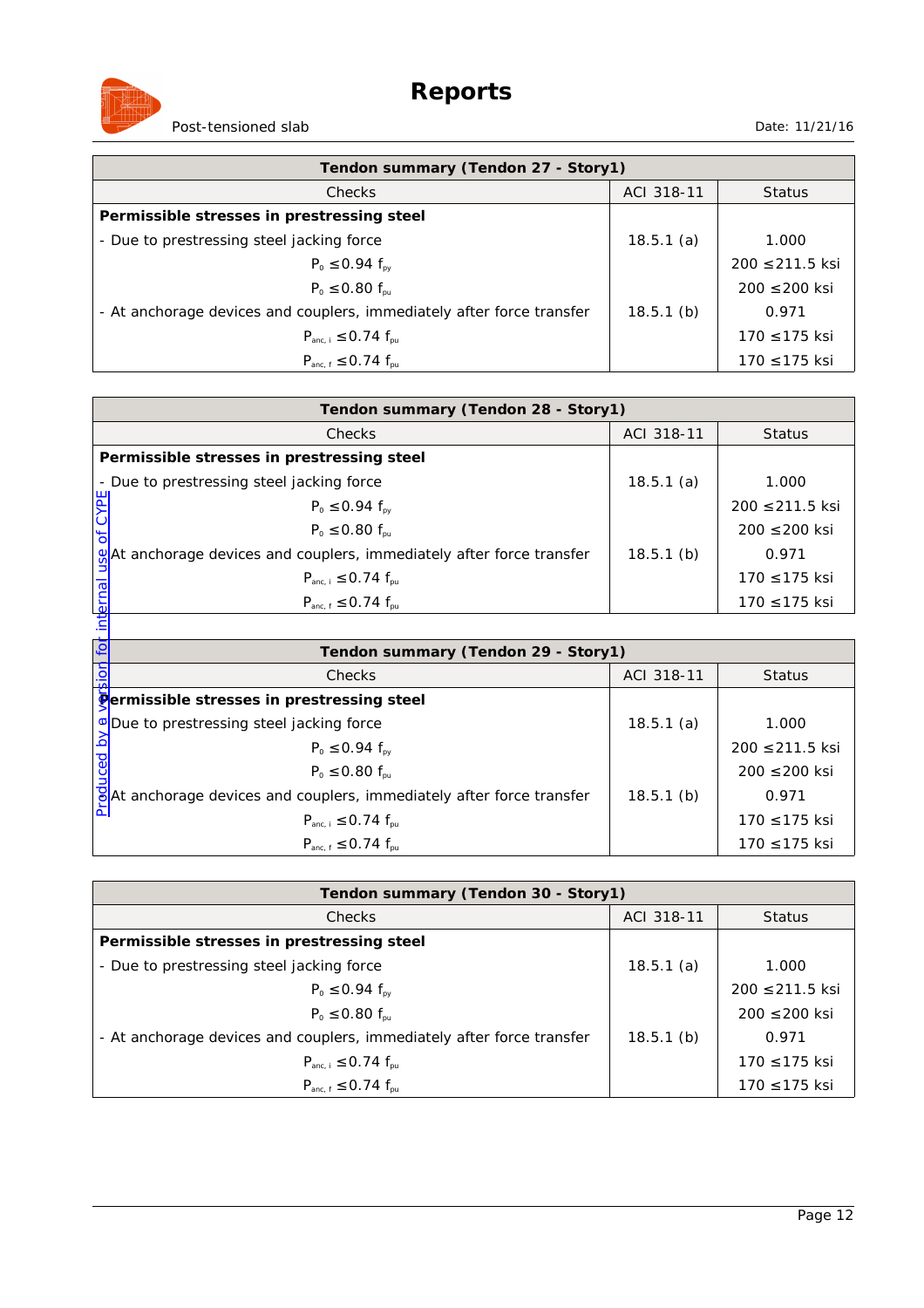| Tendon summary (Tendon 27 - Story1) | | |
|---|---|---|
| Checks | ACI 318-11 | Status |
| **Permissible stresses in prestressing steel** | | |
| - Due to prestressing steel jacking force | 18.5.1 (a) | 1.000 |
| $P_0 \leq 0.94\ f_{py}$ | | 200 ≤211.5 ksi |
| $P_0 \leq 0.80\ f_{pu}$ | | 200 ≤200 ksi |
| - At anchorage devices and couplers, immediately after force transfer | 18.5.1 (b) | 0.971 |
| $P_{anc,\ i} \leq 0.74\ f_{pu}$ | | 170 ≤175 ksi |
| $P_{anc,\ f} \leq 0.74\ f_{pu}$ | | 170 ≤175 ksi |

| Tendon summary (Tendon 28 - Story1) | | |
|---|---|---|
| Checks | ACI 318-11 | Status |
| **Permissible stresses in prestressing steel** | | |
| - Due to prestressing steel jacking force | 18.5.1 (a) | 1.000 |
| $P_0 \leq 0.94\ f_{py}$ | | 200 ≤211.5 ksi |
| $P_0 \leq 0.80\ f_{pu}$ | | 200 ≤200 ksi |
| - At anchorage devices and couplers, immediately after force transfer | 18.5.1 (b) | 0.971 |
| $P_{anc,\ i} \leq 0.74\ f_{pu}$ | | 170 ≤175 ksi |
| $P_{anc,\ f} \leq 0.74\ f_{pu}$ | | 170 ≤175 ksi |

| Tendon summary (Tendon 29 - Story1) | | |
|---|---|---|
| Checks | ACI 318-11 | Status |
| **Permissible stresses in prestressing steel** | | |
| - Due to prestressing steel jacking force | 18.5.1 (a) | 1.000 |
| $P_0 \leq 0.94\ f_{py}$ | | 200 ≤211.5 ksi |
| $P_0 \leq 0.80\ f_{pu}$ | | 200 ≤200 ksi |
| - At anchorage devices and couplers, immediately after force transfer | 18.5.1 (b) | 0.971 |
| $P_{anc,\ i} \leq 0.74\ f_{pu}$ | | 170 ≤175 ksi |
| $P_{anc,\ f} \leq 0.74\ f_{pu}$ | | 170 ≤175 ksi |

| Tendon summary (Tendon 30 - Story1) | | |
|---|---|---|
| Checks | ACI 318-11 | Status |
| **Permissible stresses in prestressing steel** | | |
| - Due to prestressing steel jacking force | 18.5.1 (a) | 1.000 |
| $P_0 \leq 0.94\ f_{py}$ | | 200 ≤211.5 ksi |
| $P_0 \leq 0.80\ f_{pu}$ | | 200 ≤200 ksi |
| - At anchorage devices and couplers, immediately after force transfer | 18.5.1 (b) | 0.971 |
| $P_{anc,\ i} \leq 0.74\ f_{pu}$ | | 170 ≤175 ksi |
| $P_{anc,\ f} \leq 0.74\ f_{pu}$ | | 170 ≤175 ksi |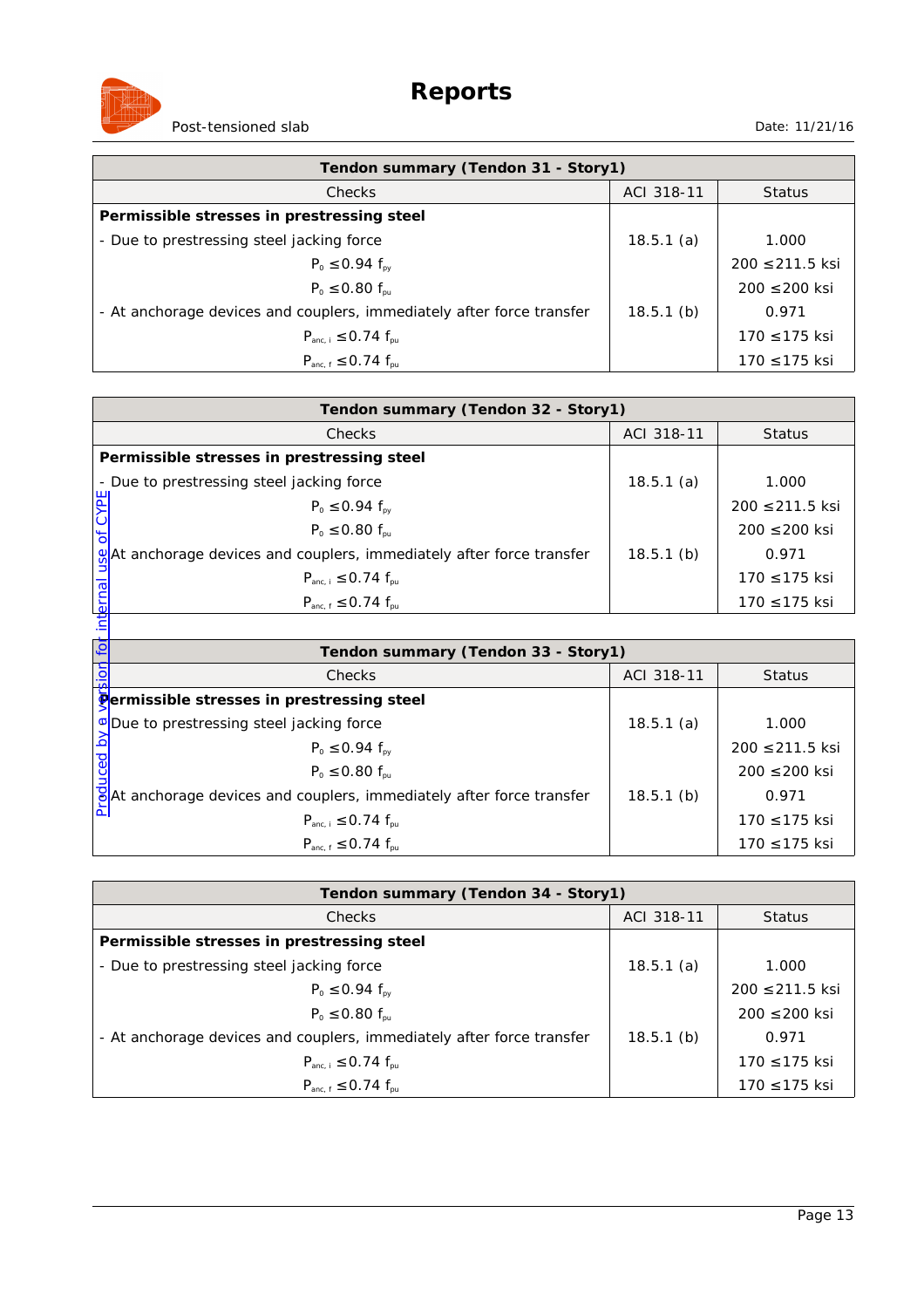| Tendon summary (Tendon 31 - Story1) | | |
|---|---|---|
| Checks | ACI 318-11 | Status |
| **Permissible stresses in prestressing steel** | | |
| - Due to prestressing steel jacking force | 18.5.1 (a) | 1.000 |
| $P_0 \leq 0.94\ f_{py}$ | | 200 ≤211.5 ksi |
| $P_0 \leq 0.80\ f_{pu}$ | | 200 ≤200 ksi |
| - At anchorage devices and couplers, immediately after force transfer | 18.5.1 (b) | 0.971 |
| $P_{anc,\,i} \leq 0.74\ f_{pu}$ | | 170 ≤175 ksi |
| $P_{anc,\,f} \leq 0.74\ f_{pu}$ | | 170 ≤175 ksi |

| Tendon summary (Tendon 32 - Story1) | | |
|---|---|---|
| Checks | ACI 318-11 | Status |
| **Permissible stresses in prestressing steel** | | |
| - Due to prestressing steel jacking force | 18.5.1 (a) | 1.000 |
| $P_0 \leq 0.94\ f_{py}$ | | 200 ≤211.5 ksi |
| $P_0 \leq 0.80\ f_{pu}$ | | 200 ≤200 ksi |
| - At anchorage devices and couplers, immediately after force transfer | 18.5.1 (b) | 0.971 |
| $P_{anc,\,i} \leq 0.74\ f_{pu}$ | | 170 ≤175 ksi |
| $P_{anc,\,f} \leq 0.74\ f_{pu}$ | | 170 ≤175 ksi |

| Tendon summary (Tendon 33 - Story1) | | |
|---|---|---|
| Checks | ACI 318-11 | Status |
| **Permissible stresses in prestressing steel** | | |
| - Due to prestressing steel jacking force | 18.5.1 (a) | 1.000 |
| $P_0 \leq 0.94\ f_{py}$ | | 200 ≤211.5 ksi |
| $P_0 \leq 0.80\ f_{pu}$ | | 200 ≤200 ksi |
| - At anchorage devices and couplers, immediately after force transfer | 18.5.1 (b) | 0.971 |
| $P_{anc,\,i} \leq 0.74\ f_{pu}$ | | 170 ≤175 ksi |
| $P_{anc,\,f} \leq 0.74\ f_{pu}$ | | 170 ≤175 ksi |

| Tendon summary (Tendon 34 - Story1) | | |
|---|---|---|
| Checks | ACI 318-11 | Status |
| **Permissible stresses in prestressing steel** | | |
| - Due to prestressing steel jacking force | 18.5.1 (a) | 1.000 |
| $P_0 \leq 0.94\ f_{py}$ | | 200 ≤211.5 ksi |
| $P_0 \leq 0.80\ f_{pu}$ | | 200 ≤200 ksi |
| - At anchorage devices and couplers, immediately after force transfer | 18.5.1 (b) | 0.971 |
| $P_{anc,\,i} \leq 0.74\ f_{pu}$ | | 170 ≤175 ksi |
| $P_{anc,\,f} \leq 0.74\ f_{pu}$ | | 170 ≤175 ksi |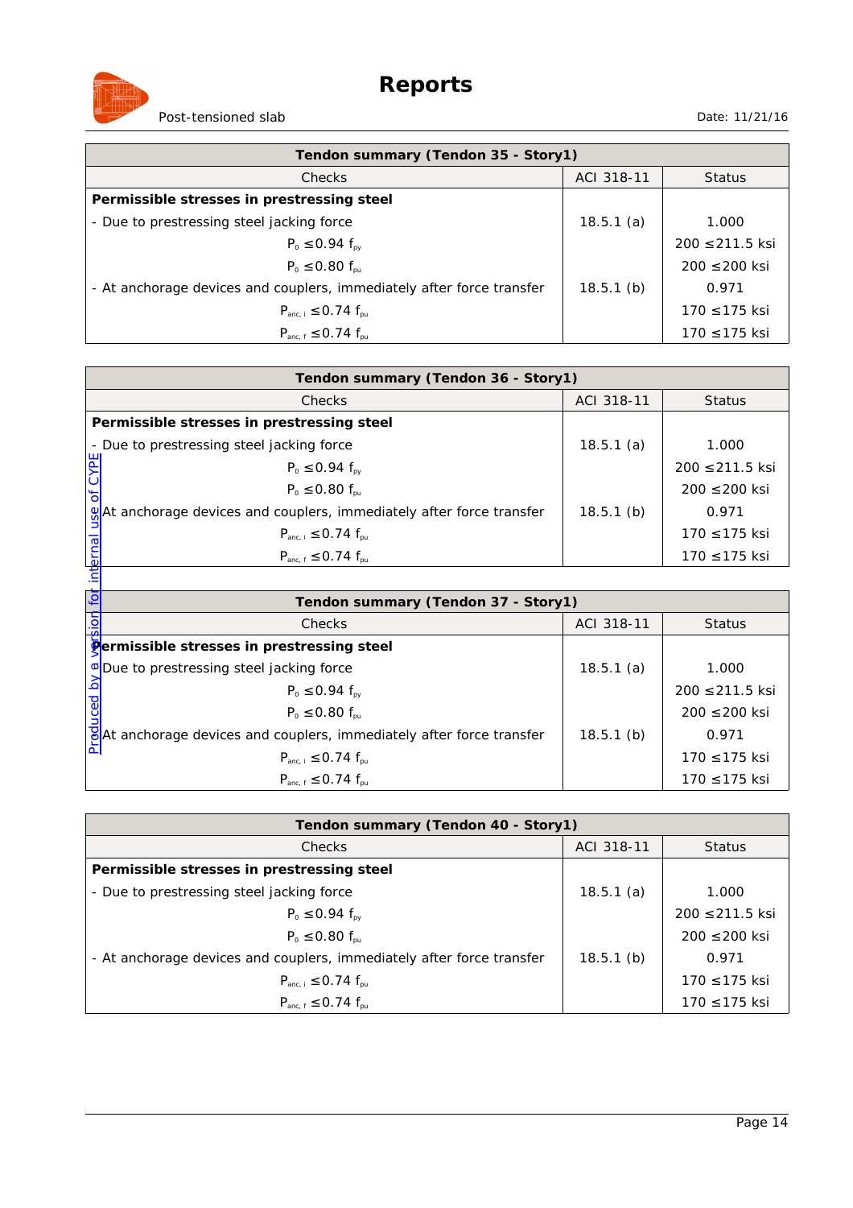| Tendon summary (Tendon 35 - Story1) | | |
|---|---|---|
| Checks | ACI 318-11 | Status |
| **Permissible stresses in prestressing steel** | | |
| - Due to prestressing steel jacking force | 18.5.1 (a) | 1.000 |
| $P_0 \leq 0.94\ f_{py}$ | | 200 ≤211.5 ksi |
| $P_0 \leq 0.80\ f_{pu}$ | | 200 ≤200 ksi |
| - At anchorage devices and couplers, immediately after force transfer | 18.5.1 (b) | 0.971 |
| $P_{anc,\ i} \leq 0.74\ f_{pu}$ | | 170 ≤175 ksi |
| $P_{anc,\ f} \leq 0.74\ f_{pu}$ | | 170 ≤175 ksi |

| Tendon summary (Tendon 36 - Story1) | | |
|---|---|---|
| Checks | ACI 318-11 | Status |
| **Permissible stresses in prestressing steel** | | |
| - Due to prestressing steel jacking force | 18.5.1 (a) | 1.000 |
| $P_0 \leq 0.94\ f_{py}$ | | 200 ≤211.5 ksi |
| $P_0 \leq 0.80\ f_{pu}$ | | 200 ≤200 ksi |
| - At anchorage devices and couplers, immediately after force transfer | 18.5.1 (b) | 0.971 |
| $P_{anc,\ i} \leq 0.74\ f_{pu}$ | | 170 ≤175 ksi |
| $P_{anc,\ f} \leq 0.74\ f_{pu}$ | | 170 ≤175 ksi |

| Tendon summary (Tendon 37 - Story1) | | |
|---|---|---|
| Checks | ACI 318-11 | Status |
| **Permissible stresses in prestressing steel** | | |
| - Due to prestressing steel jacking force | 18.5.1 (a) | 1.000 |
| $P_0 \leq 0.94\ f_{py}$ | | 200 ≤211.5 ksi |
| $P_0 \leq 0.80\ f_{pu}$ | | 200 ≤200 ksi |
| - At anchorage devices and couplers, immediately after force transfer | 18.5.1 (b) | 0.971 |
| $P_{anc,\ i} \leq 0.74\ f_{pu}$ | | 170 ≤175 ksi |
| $P_{anc,\ f} \leq 0.74\ f_{pu}$ | | 170 ≤175 ksi |

| Tendon summary (Tendon 40 - Story1) | | |
|---|---|---|
| Checks | ACI 318-11 | Status |
| **Permissible stresses in prestressing steel** | | |
| - Due to prestressing steel jacking force | 18.5.1 (a) | 1.000 |
| $P_0 \leq 0.94\ f_{py}$ | | 200 ≤211.5 ksi |
| $P_0 \leq 0.80\ f_{pu}$ | | 200 ≤200 ksi |
| - At anchorage devices and couplers, immediately after force transfer | 18.5.1 (b) | 0.971 |
| $P_{anc,\ i} \leq 0.74\ f_{pu}$ | | 170 ≤175 ksi |
| $P_{anc,\ f} \leq 0.74\ f_{pu}$ | | 170 ≤175 ksi |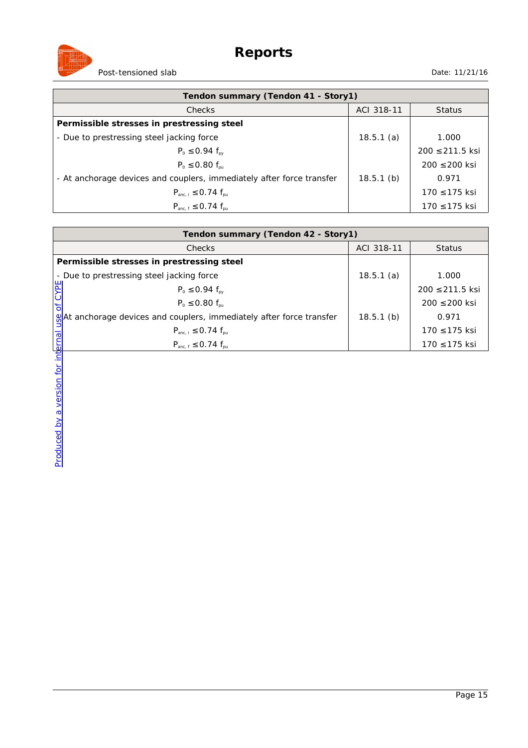| Tendon summary (Tendon 41 - Story1) | | |
| --- | --- | --- |
| Checks | ACI 318-11 | Status |
| **Permissible stresses in prestressing steel** | | |
| - Due to prestressing steel jacking force | 18.5.1 (a) | 1.000 |
| $P_0 \leq 0.94\ f_{py}$ | | 200 ≤211.5 ksi |
| $P_0 \leq 0.80\ f_{pu}$ | | 200 ≤200 ksi |
| - At anchorage devices and couplers, immediately after force transfer | 18.5.1 (b) | 0.971 |
| $P_{anc,\ i} \leq 0.74\ f_{pu}$ | | 170 ≤175 ksi |
| $P_{anc,\ f} \leq 0.74\ f_{pu}$ | | 170 ≤175 ksi |

| Tendon summary (Tendon 42 - Story1) | | |
| --- | --- | --- |
| Checks | ACI 318-11 | Status |
| **Permissible stresses in prestressing steel** | | |
| - Due to prestressing steel jacking force | 18.5.1 (a) | 1.000 |
| $P_0 \leq 0.94\ f_{py}$ | | 200 ≤211.5 ksi |
| $P_0 \leq 0.80\ f_{pu}$ | | 200 ≤200 ksi |
| - At anchorage devices and couplers, immediately after force transfer | 18.5.1 (b) | 0.971 |
| $P_{anc,\ i} \leq 0.74\ f_{pu}$ | | 170 ≤175 ksi |
| $P_{anc,\ f} \leq 0.74\ f_{pu}$ | | 170 ≤175 ksi |

Produced by a version for internal use of CYPE